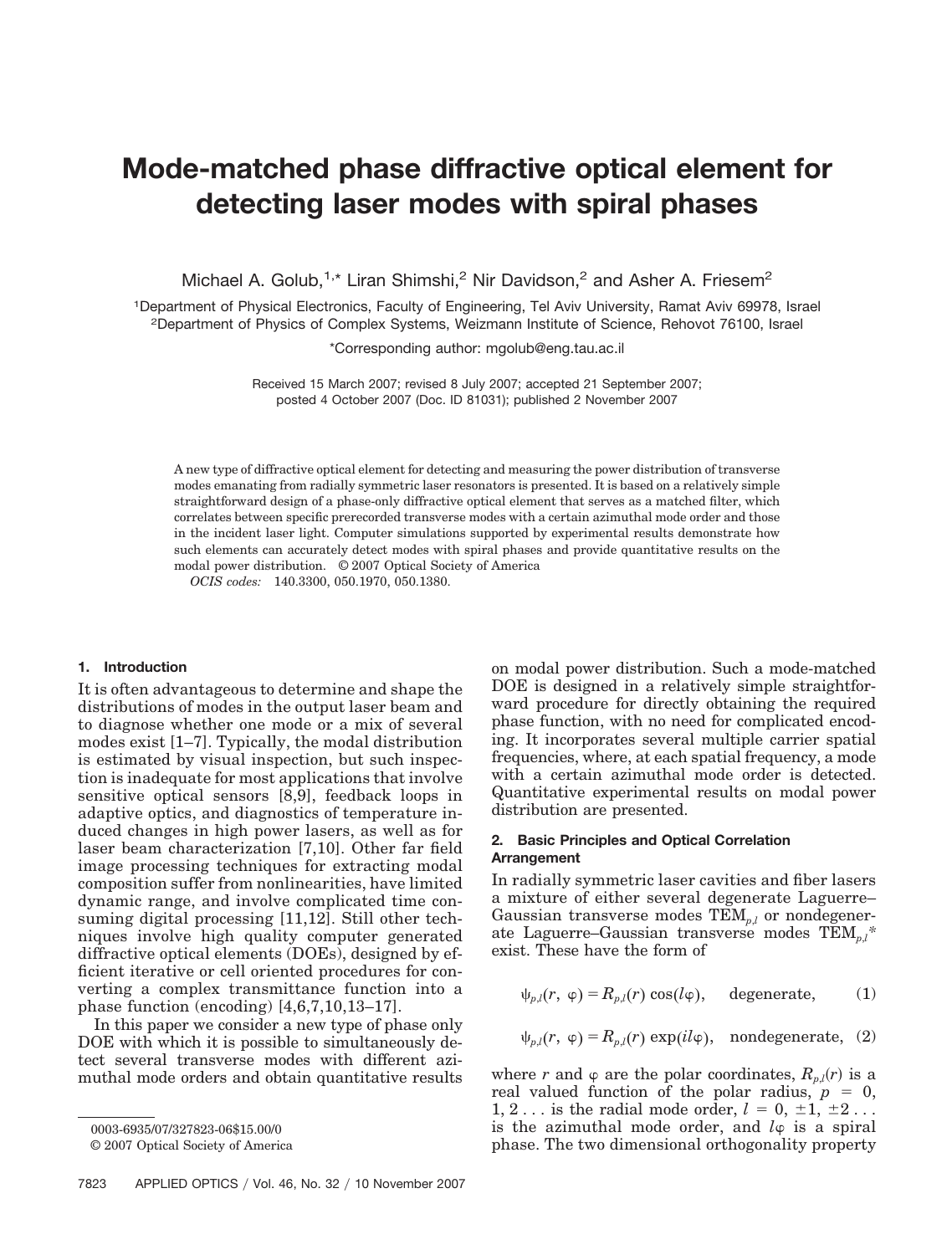# Mode-matched phase diffractive optical element for detecting laser modes with spiral phases

Michael A. Golub,[1,*] Liran Shimshi,[2] Nir Davidson,[2] and Asher A. Friesem[2]

[1]Department of Physical Electronics, Faculty of Engineering, Tel Aviv University, Ramat Aviv 69978, Israel
[2]Department of Physics of Complex Systems, Weizmann Institute of Science, Rehovot 76100, Israel

*Corresponding author: mgolub@eng.tau.ac.il

Received 15 March 2007; revised 8 July 2007; accepted 21 September 2007; posted 4 October 2007 (Doc. ID 81031); published 2 November 2007

A new type of diffractive optical element for detecting and measuring the power distribution of transverse modes emanating from radially symmetric laser resonators is presented. It is based on a relatively simple straightforward design of a phase-only diffractive optical element that serves as a matched filter, which correlates between specific prerecorded transverse modes with a certain azimuthal mode order and those in the incident laser light. Computer simulations supported by experimental results demonstrate how such elements can accurately detect modes with spiral phases and provide quantitative results on the modal power distribution. © 2007 Optical Society of America

*OCIS codes:* 140.3300, 050.1970, 050.1380.

## 1. Introduction

It is often advantageous to determine and shape the distributions of modes in the output laser beam and to diagnose whether one mode or a mix of several modes exist [1–7]. Typically, the modal distribution is estimated by visual inspection, but such inspection is inadequate for most applications that involve sensitive optical sensors [8,9], feedback loops in adaptive optics, and diagnostics of temperature induced changes in high power lasers, as well as for laser beam characterization [7,10]. Other far field image processing techniques for extracting modal composition suffer from nonlinearities, have limited dynamic range, and involve complicated time consuming digital processing [11,12]. Still other techniques involve high quality computer generated diffractive optical elements (DOEs), designed by efficient iterative or cell oriented procedures for converting a complex transmittance function into a phase function (encoding) [4,6,7,10,13–17].

In this paper we consider a new type of phase only DOE with which it is possible to simultaneously detect several transverse modes with different azimuthal mode orders and obtain quantitative results on modal power distribution. Such a mode-matched DOE is designed in a relatively simple straightforward procedure for directly obtaining the required phase function, with no need for complicated encoding. It incorporates several multiple carrier spatial frequencies, where, at each spatial frequency, a mode with a certain azimuthal mode order is detected. Quantitative experimental results on modal power distribution are presented.

## 2. Basic Principles and Optical Correlation Arrangement

In radially symmetric laser cavities and fiber lasers a mixture of either several degenerate Laguerre–Gaussian transverse modes $\mathrm{TEM}_{p,l}$ or nondegenerate Laguerre–Gaussian transverse modes $\mathrm{TEM}_{p,l}{}^*$ exist. These have the form of

$$\psi_{p,l}(r,\ \varphi) = R_{p,l}(r)\cos(l\varphi),\quad \text{degenerate,} \tag{1}$$

$$\psi_{p,l}(r,\ \varphi) = R_{p,l}(r)\exp(il\varphi),\quad \text{nondegenerate,} \tag{2}$$

where $r$ and $\varphi$ are the polar coordinates, $R_{p,l}(r)$ is a real valued function of the polar radius, $p = 0, 1, 2\ldots$ is the radial mode order, $l = 0, \pm1, \pm2\ldots$ is the azimuthal mode order, and $l\varphi$ is a spiral phase. The two dimensional orthogonality property

0003-6935/07/327823-06$15.00/0
© 2007 Optical Society of America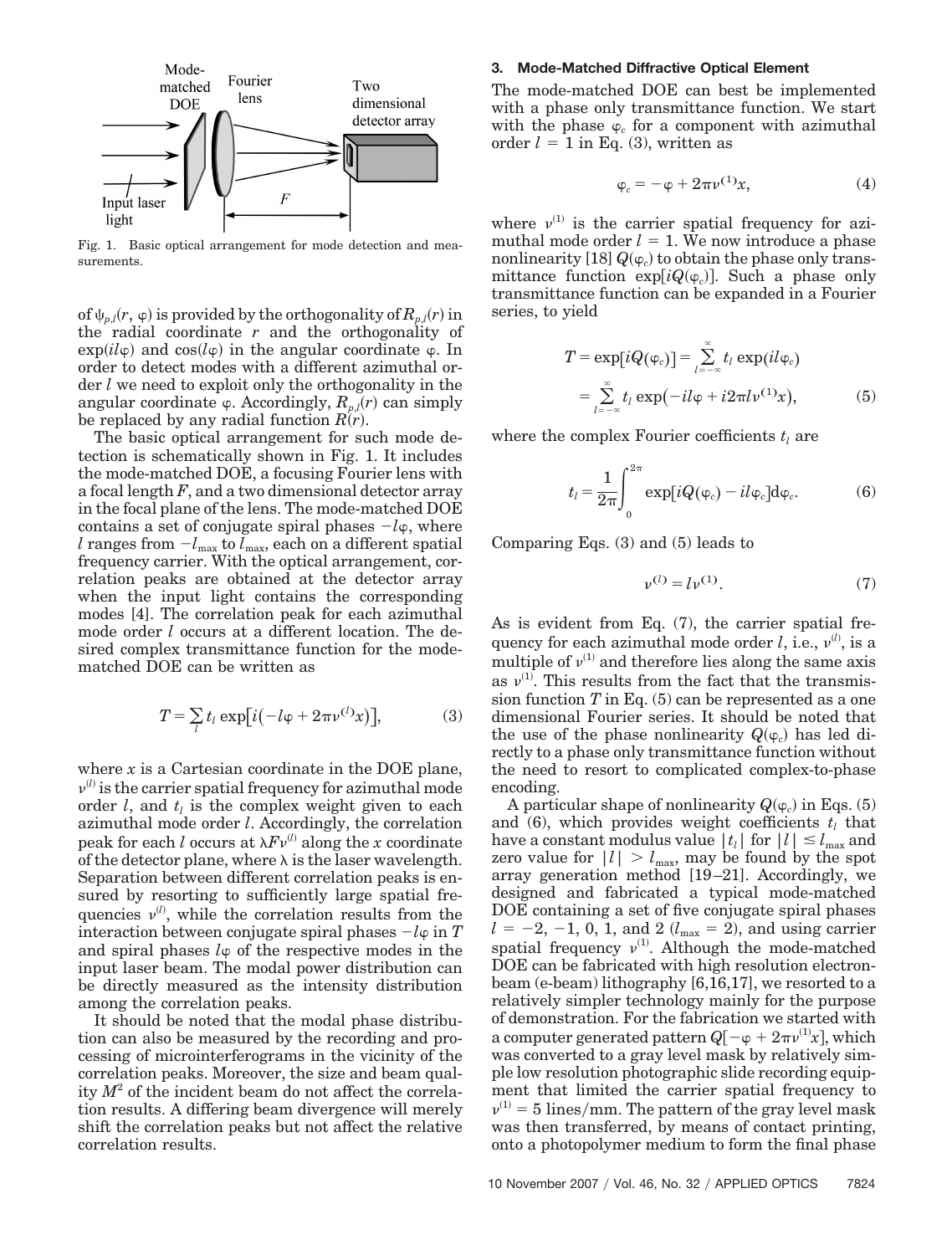Fig. 1. Basic optical arrangement for mode detection and measurements.

of $\psi_{p,l}(r, \varphi)$ is provided by the orthogonality of $R_{p,l}(r)$ in the radial coordinate $r$ and the orthogonality of $\exp(il\varphi)$ and $\cos(l\varphi)$ in the angular coordinate $\varphi$. In order to detect modes with a different azimuthal order $l$ we need to exploit only the orthogonality in the angular coordinate $\varphi$. Accordingly, $R_{p,l}(r)$ can simply be replaced by any radial function $R(r)$.

The basic optical arrangement for such mode detection is schematically shown in Fig. 1. It includes the mode-matched DOE, a focusing Fourier lens with a focal length $F$, and a two dimensional detector array in the focal plane of the lens. The mode-matched DOE contains a set of conjugate spiral phases $-l\varphi$, where $l$ ranges from $-l_{\max}$ to $l_{\max}$, each on a different spatial frequency carrier. With the optical arrangement, correlation peaks are obtained at the detector array when the input light contains the corresponding modes [4]. The correlation peak for each azimuthal mode order $l$ occurs at a different location. The desired complex transmittance function for the mode-matched DOE can be written as

$$T = \sum_{l} t_l \exp\left[i\left(-l\varphi + 2\pi\nu^{(l)}x\right)\right], \tag{3}$$

where $x$ is a Cartesian coordinate in the DOE plane, $\nu^{(l)}$ is the carrier spatial frequency for azimuthal mode order $l$, and $t_l$ is the complex weight given to each azimuthal mode order $l$. Accordingly, the correlation peak for each $l$ occurs at $\lambda F\nu^{(l)}$ along the $x$ coordinate of the detector plane, where $\lambda$ is the laser wavelength. Separation between different correlation peaks is ensured by resorting to sufficiently large spatial frequencies $\nu^{(l)}$, while the correlation results from the interaction between conjugate spiral phases $-l\varphi$ in $T$ and spiral phases $l\varphi$ of the respective modes in the input laser beam. The modal power distribution can be directly measured as the intensity distribution among the correlation peaks.

It should be noted that the modal phase distribution can also be measured by the recording and processing of microinterferograms in the vicinity of the correlation peaks. Moreover, the size and beam quality $M^2$ of the incident beam do not affect the correlation results. A differing beam divergence will merely shift the correlation peaks but not affect the relative correlation results.

### 3. Mode-Matched Diffractive Optical Element

The mode-matched DOE can best be implemented with a phase only transmittance function. We start with the phase $\varphi_c$ for a component with azimuthal order $l = 1$ in Eq. (3), written as

$$\varphi_c = -\varphi + 2\pi\nu^{(1)}x, \tag{4}$$

where $\nu^{(1)}$ is the carrier spatial frequency for azimuthal mode order $l = 1$. We now introduce a phase nonlinearity [18] $Q(\varphi_c)$ to obtain the phase only transmittance function $\exp[iQ(\varphi_c)]$. Such a phase only transmittance function can be expanded in a Fourier series, to yield

$$T = \exp[iQ(\varphi_c)] = \sum_{l=-\infty}^{\infty} t_l \exp(il\varphi_c) = \sum_{l=-\infty}^{\infty} t_l \exp(-il\varphi + i2\pi l\nu^{(1)}x), \tag{5}$$

where the complex Fourier coefficients $t_l$ are

$$t_l = \frac{1}{2\pi}\int_{0}^{2\pi} \exp[iQ(\varphi_c) - il\varphi_c]\mathrm{d}\varphi_c. \tag{6}$$

Comparing Eqs. (3) and (5) leads to

$$\nu^{(l)} = l\nu^{(1)}. \tag{7}$$

As is evident from Eq. (7), the carrier spatial frequency for each azimuthal mode order $l$, i.e., $\nu^{(l)}$, is a multiple of $\nu^{(1)}$ and therefore lies along the same axis as $\nu^{(1)}$. This results from the fact that the transmission function $T$ in Eq. (5) can be represented as a one dimensional Fourier series. It should be noted that the use of the phase nonlinearity $Q(\varphi_c)$ has led directly to a phase only transmittance function without the need to resort to complicated complex-to-phase encoding.

A particular shape of nonlinearity $Q(\varphi_c)$ in Eqs. (5) and (6), which provides weight coefficients $t_l$ that have a constant modulus value $|t_l|$ for $|l| \le l_{\max}$ and zero value for $|l| > l_{\max}$, may be found by the spot array generation method [19–21]. Accordingly, we designed and fabricated a typical mode-matched DOE containing a set of five conjugate spiral phases $l = -2, -1, 0, 1,$ and $2$ ($l_{\max} = 2$), and using carrier spatial frequency $\nu^{(1)}$. Although the mode-matched DOE can be fabricated with high resolution electron-beam (e-beam) lithography [6,16,17], we resorted to a relatively simpler technology mainly for the purpose of demonstration. For the fabrication we started with a computer generated pattern $Q[-\varphi + 2\pi\nu^{(1)}x]$, which was converted to a gray level mask by relatively simple low resolution photographic slide recording equipment that limited the carrier spatial frequency to $\nu^{(1)} = 5$ lines/mm. The pattern of the gray level mask was then transferred, by means of contact printing, onto a photopolymer medium to form the final phase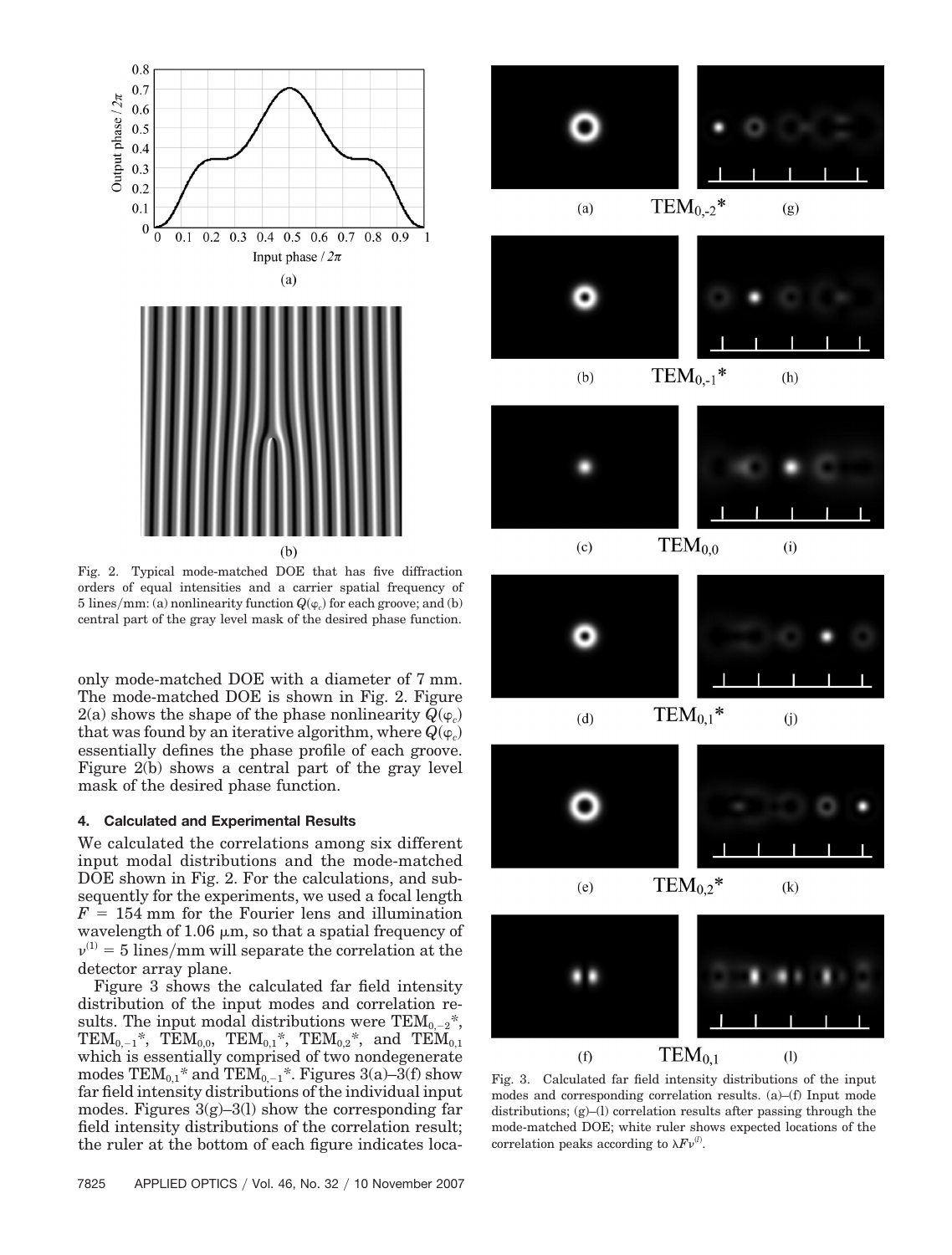Fig. 2. Typical mode-matched DOE that has five diffraction orders of equal intensities and a carrier spatial frequency of 5 lines/mm: (a) nonlinearity function $Q(\varphi_c)$ for each groove; and (b) central part of the gray level mask of the desired phase function.

only mode-matched DOE with a diameter of 7 mm. The mode-matched DOE is shown in Fig. 2. Figure 2(a) shows the shape of the phase nonlinearity $Q(\varphi_c)$ that was found by an iterative algorithm, where $Q(\varphi_c)$ essentially defines the phase profile of each groove. Figure 2(b) shows a central part of the gray level mask of the desired phase function.

## 4. Calculated and Experimental Results

We calculated the correlations among six different input modal distributions and the mode-matched DOE shown in Fig. 2. For the calculations, and subsequently for the experiments, we used a focal length $F = 154$ mm for the Fourier lens and illumination wavelength of 1.06 μm, so that a spatial frequency of $\nu^{(1)} = 5$ lines/mm will separate the correlation at the detector array plane.

Figure 3 shows the calculated far field intensity distribution of the input modes and correlation results. The input modal distributions were $\text{TEM}_{0,-2}{}^*$, $\text{TEM}_{0,-1}{}^*$, $\text{TEM}_{0,0}$, $\text{TEM}_{0,1}{}^*$, $\text{TEM}_{0,2}{}^*$, and $\text{TEM}_{0,1}$ which is essentially comprised of two nondegenerate modes $\text{TEM}_{0,1}{}^*$ and $\text{TEM}_{0,-1}{}^*$. Figures 3(a)–3(f) show far field intensity distributions of the individual input modes. Figures 3(g)–3(l) show the corresponding far field intensity distributions of the correlation results; the ruler at the bottom of each figure indicates loca-

Fig. 3. Calculated far field intensity distributions of the input modes and corresponding correlation results. (a)–(f) Input mode distributions; (g)–(l) correlation results after passing through the mode-matched DOE; white ruler shows expected locations of the correlation peaks according to $\lambda F \nu^{(l)}$.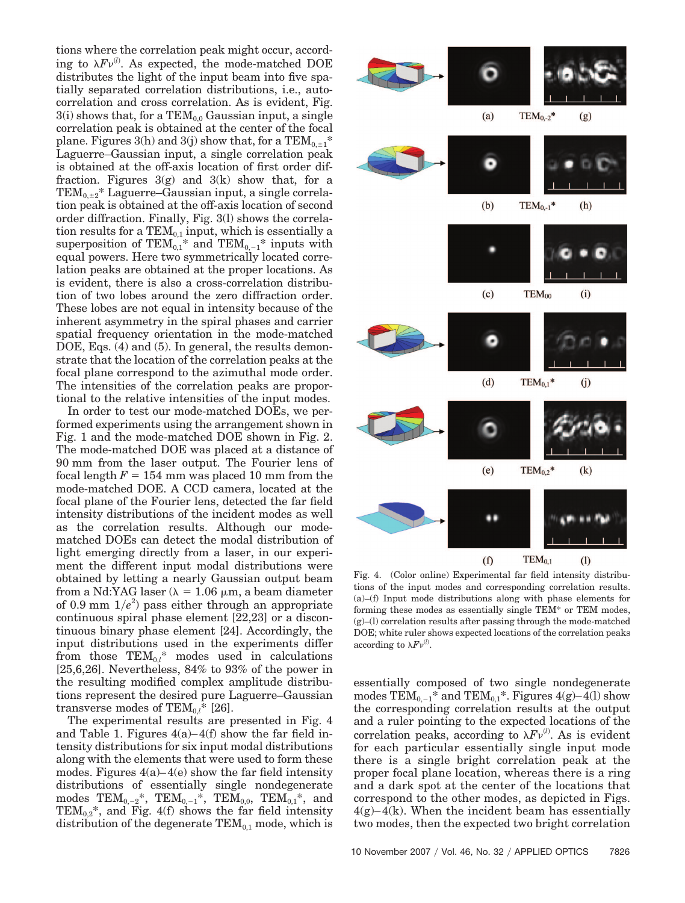tions where the correlation peak might occur, according to $\lambda F \nu^{(l)}$. As expected, the mode-matched DOE distributes the light of the input beam into five spatially separated correlation distributions, i.e., autocorrelation and cross correlation. As is evident, Fig. 3(i) shows that, for a $TEM_{0,0}$ Gaussian input, a single correlation peak is obtained at the center of the focal plane. Figures 3(h) and 3(j) show that, for a $TEM_{0,\pm1}$* Laguerre–Gaussian input, a single correlation peak is obtained at the off-axis location of first order diffraction. Figures 3(g) and 3(k) show that, for a $TEM_{0,\pm2}$* Laguerre–Gaussian input, a single correlation peak is obtained at the off-axis location of second order diffraction. Finally, Fig. 3(l) shows the correlation results for a $TEM_{0,1}$ input, which is essentially a superposition of $TEM_{0,1}$* and $TEM_{0,-1}$* inputs with equal powers. Here two symmetrically located correlation peaks are obtained at the proper locations. As is evident, there is also a cross-correlation distribution of two lobes around the zero diffraction order. These lobes are not equal in intensity because of the inherent asymmetry in the spiral phases and carrier spatial frequency orientation in the mode-matched DOE, Eqs. (4) and (5). In general, the results demonstrate that the location of the correlation peaks at the focal plane correspond to the azimuthal mode order. The intensities of the correlation peaks are proportional to the relative intensities of the input modes.

In order to test our mode-matched DOEs, we performed experiments using the arrangement shown in Fig. 1 and the mode-matched DOE shown in Fig. 2. The mode-matched DOE was placed at a distance of 90 mm from the laser output. The Fourier lens of focal length $F = 154$ mm was placed 10 mm from the mode-matched DOE. A CCD camera, located at the focal plane of the Fourier lens, detected the far field intensity distributions of the incident modes as well as the correlation results. Although our mode-matched DOEs can detect the modal distribution of light emerging directly from a laser, in our experiment the different input modal distributions were obtained by letting a nearly Gaussian output beam from a Nd:YAG laser ($\lambda = 1.06$ µm, a beam diameter of 0.9 mm $1/e^2$) pass either through an appropriate continuous spiral phase element [22,23] or a discontinuous binary phase element [24]. Accordingly, the input distributions used in the experiments differ from those $TEM_{0,l}$* modes used in calculations [25,6,26]. Nevertheless, 84% to 93% of the power in the resulting modified complex amplitude distributions represent the desired pure Laguerre–Gaussian transverse modes of $TEM_{0,l}$* [26].

The experimental results are presented in Fig. 4 and Table 1. Figures 4(a)–4(f) show the far field intensity distributions for six input modal distributions along with the elements that were used to form these modes. Figures 4(a)–4(e) show the far field intensity distributions of essentially single nondegenerate modes $TEM_{0,-2}$*, $TEM_{0,-1}$*, $TEM_{0,0}$, $TEM_{0,1}$*, and $TEM_{0,2}$*, and Fig. 4(f) shows the far field intensity distribution of the degenerate $TEM_{0,1}$ mode, which is essentially composed of two single nondegenerate modes $TEM_{0,-1}$* and $TEM_{0,1}$*. Figures 4(g)–4(l) show the corresponding correlation results at the output and a ruler pointing to the expected locations of the correlation peaks, according to $\lambda F \nu^{(l)}$. As is evident for each particular essentially single input mode there is a single bright correlation peak at the proper focal plane location, whereas there is a ring and a dark spot at the center of the locations that correspond to the other modes, as depicted in Figs. 4(g)–4(k). When the incident beam has essentially two modes, then the expected two bright correlation

Fig. 4. (Color online) Experimental far field intensity distributions of the input modes and corresponding correlation results. (a)–(f) Input mode distributions along with phase elements for forming these modes as essentially single TEM* or TEM modes, (g)–(l) correlation results after passing through the mode-matched DOE; white ruler shows expected locations of the correlation peaks according to $\lambda F \nu^{(l)}$.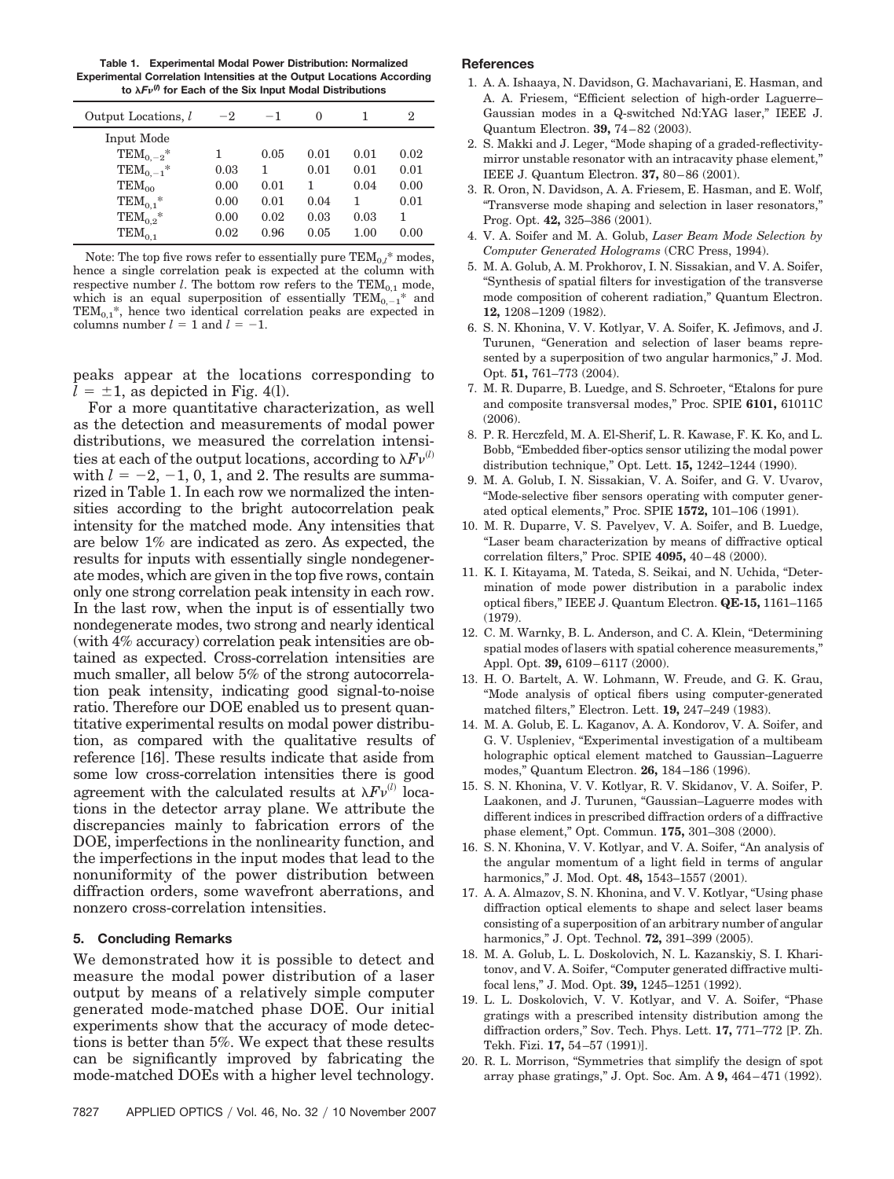**Table 1. Experimental Modal Power Distribution: Normalized Experimental Correlation Intensities at the Output Locations According to $\lambda F\nu^{(l)}$ for Each of the Six Input Modal Distributions**

| Output Locations, $l$ | $-2$ | $-1$ | 0 | 1 | 2 |
|---|---|---|---|---|---|
| Input Mode | | | | | |
| $TEM_{0,-2}{}^*$ | 1 | 0.05 | 0.01 | 0.01 | 0.02 |
| $TEM_{0,-1}{}^*$ | 0.03 | 1 | 0.01 | 0.01 | 0.01 |
| $TEM_{00}$ | 0.00 | 0.01 | 1 | 0.04 | 0.00 |
| $TEM_{0,1}{}^*$ | 0.00 | 0.01 | 0.04 | 1 | 0.01 |
| $TEM_{0,2}{}^*$ | 0.00 | 0.02 | 0.03 | 0.03 | 1 |
| $TEM_{0,1}$ | 0.02 | 0.96 | 0.05 | 1.00 | 0.00 |

Note: The top five rows refer to essentially pure $TEM_{0,l}{}^*$ modes, hence a single correlation peak is expected at the column with respective number $l$. The bottom row refers to the $TEM_{0,1}$ mode, which is an equal superposition of essentially $TEM_{0,-1}{}^*$ and $TEM_{0,1}{}^*$, hence two identical correlation peaks are expected in columns number $l = 1$ and $l = -1$.

peaks appear at the locations corresponding to $l = \pm 1$, as depicted in Fig. 4(l).

For a more quantitative characterization, as well as the detection and measurements of modal power distributions, we measured the correlation intensities at each of the output locations, according to $\lambda F\nu^{(l)}$ with $l = -2, -1, 0, 1,$ and 2. The results are summarized in Table 1. In each row we normalized the intensities according to the bright autocorrelation peak intensity for the matched mode. Any intensities that are below 1% are indicated as zero. As expected, the results for inputs with essentially single nondegenerate modes, which are given in the top five rows, contain only one strong correlation peak intensity in each row. In the last row, when the input is of essentially two nondegenerate modes, two strong and nearly identical (with 4% accuracy) correlation peak intensities are obtained as expected. Cross-correlation intensities are much smaller, all below 5% of the strong autocorrelation peak intensity, indicating good signal-to-noise ratio. Therefore our DOE enabled us to present quantitative experimental results on modal power distribution, as compared with the qualitative results of reference [16]. These results indicate that aside from some low cross-correlation intensities there is good agreement with the calculated results at $\lambda F\nu^{(l)}$ locations in the detector array plane. We attribute the discrepancies mainly to fabrication errors of the DOE, imperfections in the nonlinearity function, and the imperfections in the input modes that lead to the nonuniformity of the power distribution between diffraction orders, some wavefront aberrations, and nonzero cross-correlation intensities.

## 5. Concluding Remarks

We demonstrated how it is possible to detect and measure the modal power distribution of a laser output by means of a relatively simple computer generated mode-matched phase DOE. Our initial experiments show that the accuracy of mode detections is better than 5%. We expect that these results can be significantly improved by fabricating the mode-matched DOEs with a higher level technology.

## References

1. A. A. Ishaaya, N. Davidson, G. Machavariani, E. Hasman, and A. A. Friesem, "Efficient selection of high-order Laguerre–Gaussian modes in a Q-switched Nd:YAG laser," IEEE J. Quantum Electron. **39,** 74–82 (2003).
2. S. Makki and J. Leger, "Mode shaping of a graded-reflectivity-mirror unstable resonator with an intracavity phase element," IEEE J. Quantum Electron. **37,** 80–86 (2001).
3. R. Oron, N. Davidson, A. A. Friesem, E. Hasman, and E. Wolf, "Transverse mode shaping and selection in laser resonators," Prog. Opt. **42,** 325–386 (2001).
4. V. A. Soifer and M. A. Golub, *Laser Beam Mode Selection by Computer Generated Holograms* (CRC Press, 1994).
5. M. A. Golub, A. M. Prokhorov, I. N. Sissakian, and V. A. Soifer, "Synthesis of spatial filters for investigation of the transverse mode composition of coherent radiation," Quantum Electron. **12,** 1208–1209 (1982).
6. S. N. Khonina, V. V. Kotlyar, V. A. Soifer, K. Jefimovs, and J. Turunen, "Generation and selection of laser beams represented by a superposition of two angular harmonics," J. Mod. Opt. **51,** 761–773 (2004).
7. M. R. Duparre, B. Luedge, and S. Schroeter, "Etalons for pure and composite transversal modes," Proc. SPIE **6101,** 61011C (2006).
8. P. R. Herczfeld, M. A. El-Sherif, L. R. Kawase, F. K. Ko, and L. Bobb, "Embedded fiber-optics sensor utilizing the modal power distribution technique," Opt. Lett. **15,** 1242–1244 (1990).
9. M. A. Golub, I. N. Sissakian, V. A. Soifer, and G. V. Uvarov, "Mode-selective fiber sensors operating with computer generated optical elements," Proc. SPIE **1572,** 101–106 (1991).
10. M. R. Duparre, V. S. Pavelyev, V. A. Soifer, and B. Luedge, "Laser beam characterization by means of diffractive optical correlation filters," Proc. SPIE **4095,** 40–48 (2000).
11. K. I. Kitayama, M. Tateda, S. Seikai, and N. Uchida, "Determination of mode power distribution in a parabolic index optical fibers," IEEE J. Quantum Electron. **QE-15,** 1161–1165 (1979).
12. C. M. Warnky, B. L. Anderson, and C. A. Klein, "Determining spatial modes of lasers with spatial coherence measurements," Appl. Opt. **39,** 6109–6117 (2000).
13. H. O. Bartelt, A. W. Lohmann, W. Freude, and G. K. Grau, "Mode analysis of optical fibers using computer-generated matched filters," Electron. Lett. **19,** 247–249 (1983).
14. M. A. Golub, E. L. Kaganov, A. A. Kondorov, V. A. Soifer, and G. V. Uspleniev, "Experimental investigation of a multibeam holographic optical element matched to Gaussian–Laguerre modes," Quantum Electron. **26,** 184–186 (1996).
15. S. N. Khonina, V. V. Kotlyar, R. V. Skidanov, V. A. Soifer, P. Laakonen, and J. Turunen, "Gaussian–Laguerre modes with different indices in prescribed diffraction orders of a diffractive phase element," Opt. Commun. **175,** 301–308 (2000).
16. S. N. Khonina, V. V. Kotlyar, and V. A. Soifer, "An analysis of the angular momentum of a light field in terms of angular harmonics," J. Mod. Opt. **48,** 1543–1557 (2001).
17. A. A. Almazov, S. N. Khonina, and V. V. Kotlyar, "Using phase diffraction optical elements to shape and select laser beams consisting of a superposition of an arbitrary number of angular harmonics," J. Opt. Technol. **72,** 391–399 (2005).
18. M. A. Golub, L. L. Doskolovich, N. L. Kazanskiy, S. I. Kharitonov, and V. A. Soifer, "Computer generated diffractive multifocal lens," J. Mod. Opt. **39,** 1245–1251 (1992).
19. L. L. Doskolovich, V. V. Kotlyar, and V. A. Soifer, "Phase gratings with a prescribed intensity distribution among the diffraction orders," Sov. Tech. Phys. Lett. **17,** 771–772 [P. Zh. Tekh. Fizi. **17,** 54–57 (1991)].
20. R. L. Morrison, "Symmetries that simplify the design of spot array phase gratings," J. Opt. Soc. Am. A **9,** 464–471 (1992).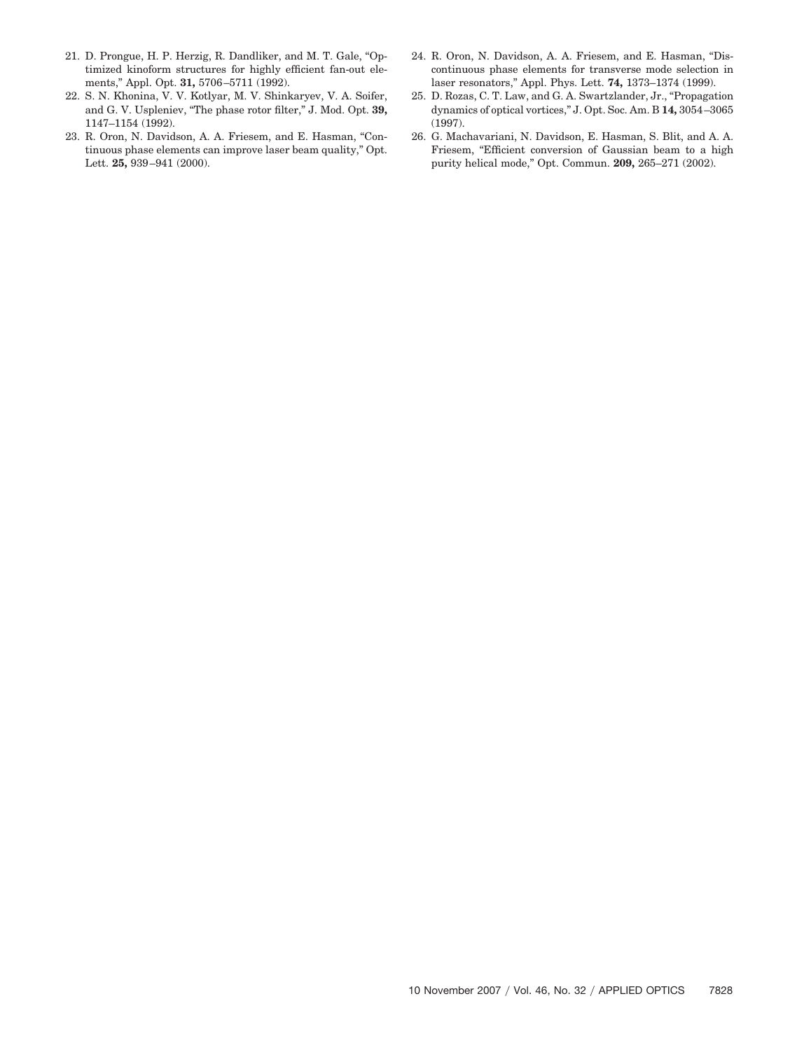21. D. Prongue, H. P. Herzig, R. Dandliker, and M. T. Gale, "Optimized kinoform structures for highly efficient fan-out elements," Appl. Opt. **31,** 5706–5711 (1992).
22. S. N. Khonina, V. V. Kotlyar, M. V. Shinkaryev, V. A. Soifer, and G. V. Uspleniev, "The phase rotor filter," J. Mod. Opt. **39,** 1147–1154 (1992).
23. R. Oron, N. Davidson, A. A. Friesem, and E. Hasman, "Continuous phase elements can improve laser beam quality," Opt. Lett. **25,** 939–941 (2000).
24. R. Oron, N. Davidson, A. A. Friesem, and E. Hasman, "Discontinuous phase elements for transverse mode selection in laser resonators," Appl. Phys. Lett. **74,** 1373–1374 (1999).
25. D. Rozas, C. T. Law, and G. A. Swartzlander, Jr., "Propagation dynamics of optical vortices," J. Opt. Soc. Am. B **14,** 3054–3065 (1997).
26. G. Machavariani, N. Davidson, E. Hasman, S. Blit, and A. A. Friesem, "Efficient conversion of Gaussian beam to a high purity helical mode," Opt. Commun. **209,** 265–271 (2002).